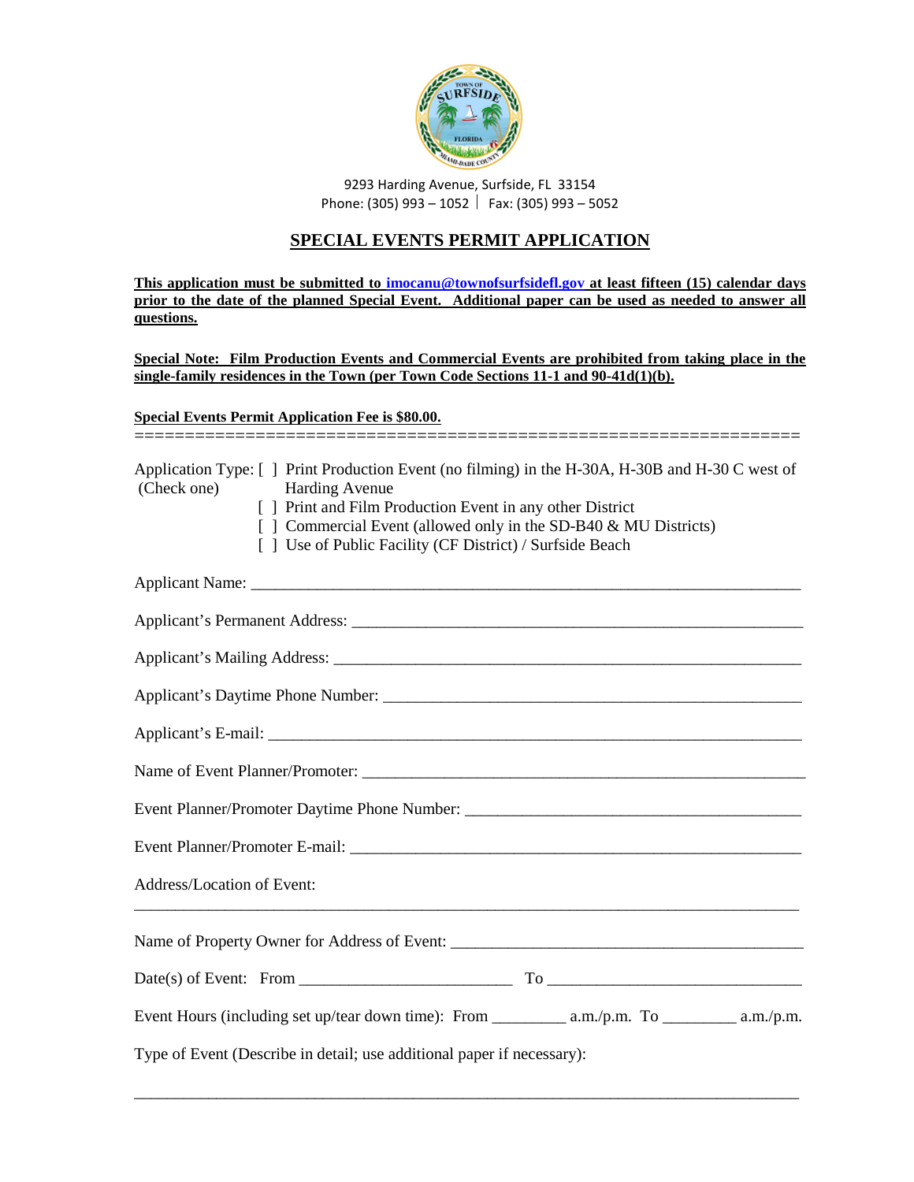9293 Harding Avenue, Surfside, FL 33154
Phone: (305) 993 – 1052 | Fax: (305) 993 – 5052

# SPECIAL EVENTS PERMIT APPLICATION

**This application must be submitted to imocanu@townofsurfsidefl.gov at least fifteen (15) calendar days prior to the date of the planned Special Event. Additional paper can be used as needed to answer all questions.**

**Special Note: Film Production Events and Commercial Events are prohibited from taking place in the single-family residences in the Town (per Town Code Sections 11-1 and 90-41d(1)(b).**

**Special Events Permit Application Fee is $80.00.**

==================================================================

Application Type: (Check one)

[ ] Print Production Event (no filming) in the H-30A, H-30B and H-30 C west of Harding Avenue

[ ] Print and Film Production Event in any other District

[ ] Commercial Event (allowed only in the SD-B40 & MU Districts)

[ ] Use of Public Facility (CF District) / Surfside Beach

Applicant Name: ____________________________________________________________

Applicant's Permanent Address: ______________________________________________

Applicant's Mailing Address: ________________________________________________

Applicant's Daytime Phone Number: __________________________________________

Applicant's E-mail: _________________________________________________________

Name of Event Planner/Promoter: ____________________________________________

Event Planner/Promoter Daytime Phone Number: ______________________________

Event Planner/Promoter E-mail: _____________________________________________

Address/Location of Event:

__________________________________________________________________________

Name of Property Owner for Address of Event: ________________________________

Date(s) of Event: From ________________________ To ___________________________

Event Hours (including set up/tear down time): From ________ a.m./p.m. To ________ a.m./p.m.

Type of Event (Describe in detail; use additional paper if necessary):

__________________________________________________________________________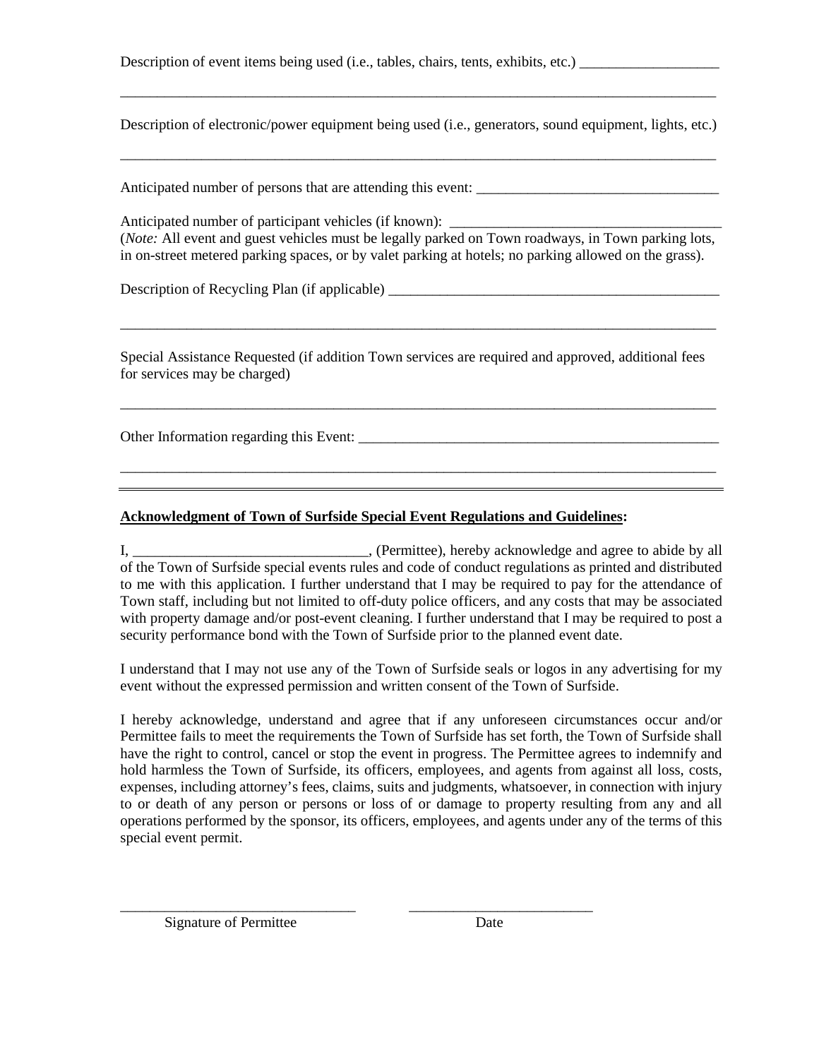Description of event items being used (i.e., tables, chairs, tents, exhibits, etc.) ___________________

_____________________________________________________________________________________

Description of electronic/power equipment being used (i.e., generators, sound equipment, lights, etc.)

_____________________________________________________________________________________

Anticipated number of persons that are attending this event: _________________________________

Anticipated number of participant vehicles (if known): ______________________________________
(*Note:* All event and guest vehicles must be legally parked on Town roadways, in Town parking lots, in on-street metered parking spaces, or by valet parking at hotels; no parking allowed on the grass).

Description of Recycling Plan (if applicable) _______________________________________________

_____________________________________________________________________________________

Special Assistance Requested (if addition Town services are required and approved, additional fees for services may be charged)

_____________________________________________________________________________________

Other Information regarding this Event: ___________________________________________________

_____________________________________________________________________________________

---

**Acknowledgment of Town of Surfside Special Event Regulations and Guidelines:**

I, ________________________________, (Permittee), hereby acknowledge and agree to abide by all of the Town of Surfside special events rules and code of conduct regulations as printed and distributed to me with this application. I further understand that I may be required to pay for the attendance of Town staff, including but not limited to off-duty police officers, and any costs that may be associated with property damage and/or post-event cleaning. I further understand that I may be required to post a security performance bond with the Town of Surfside prior to the planned event date.

I understand that I may not use any of the Town of Surfside seals or logos in any advertising for my event without the expressed permission and written consent of the Town of Surfside.

I hereby acknowledge, understand and agree that if any unforeseen circumstances occur and/or Permittee fails to meet the requirements the Town of Surfside has set forth, the Town of Surfside shall have the right to control, cancel or stop the event in progress. The Permittee agrees to indemnify and hold harmless the Town of Surfside, its officers, employees, and agents from against all loss, costs, expenses, including attorney's fees, claims, suits and judgments, whatsoever, in connection with injury to or death of any person or persons or loss of or damage to property resulting from any and all operations performed by the sponsor, its officers, employees, and agents under any of the terms of this special event permit.

________________________________ &nbsp;&nbsp;&nbsp;&nbsp;&nbsp;&nbsp; _________________________
Signature of Permittee &nbsp;&nbsp;&nbsp;&nbsp;&nbsp;&nbsp;&nbsp;&nbsp;&nbsp;&nbsp;&nbsp;&nbsp;&nbsp;&nbsp;&nbsp;&nbsp;&nbsp;&nbsp;&nbsp;&nbsp;&nbsp;&nbsp;&nbsp;&nbsp; Date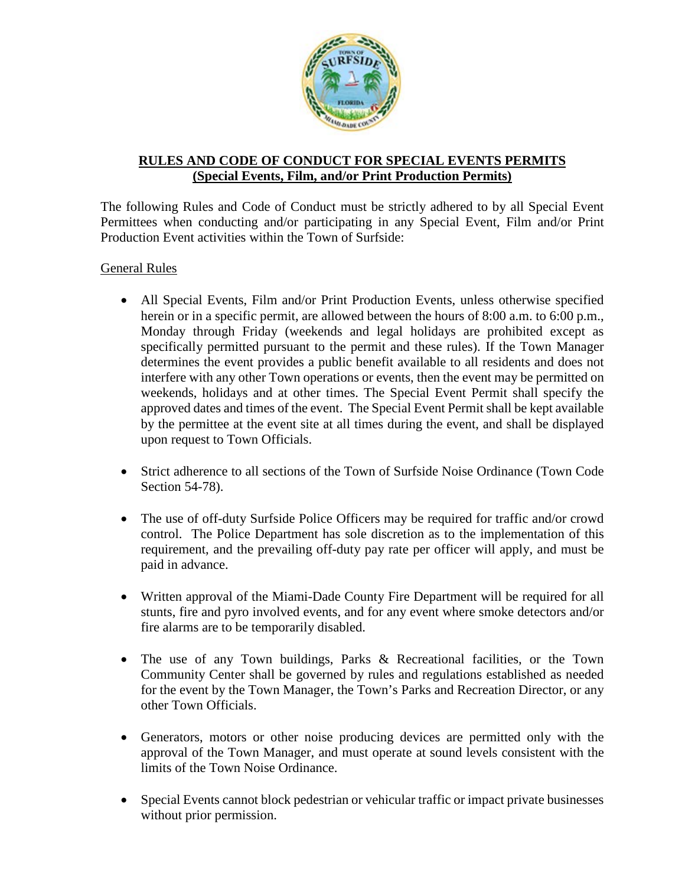**RULES AND CODE OF CONDUCT FOR SPECIAL EVENTS PERMITS**
**(Special Events, Film, and/or Print Production Permits)**

The following Rules and Code of Conduct must be strictly adhered to by all Special Event Permittees when conducting and/or participating in any Special Event, Film and/or Print Production Event activities within the Town of Surfside:

General Rules

- All Special Events, Film and/or Print Production Events, unless otherwise specified herein or in a specific permit, are allowed between the hours of 8:00 a.m. to 6:00 p.m., Monday through Friday (weekends and legal holidays are prohibited except as specifically permitted pursuant to the permit and these rules). If the Town Manager determines the event provides a public benefit available to all residents and does not interfere with any other Town operations or events, then the event may be permitted on weekends, holidays and at other times. The Special Event Permit shall specify the approved dates and times of the event. The Special Event Permit shall be kept available by the permittee at the event site at all times during the event, and shall be displayed upon request to Town Officials.

- Strict adherence to all sections of the Town of Surfside Noise Ordinance (Town Code Section 54-78).

- The use of off-duty Surfside Police Officers may be required for traffic and/or crowd control. The Police Department has sole discretion as to the implementation of this requirement, and the prevailing off-duty pay rate per officer will apply, and must be paid in advance.

- Written approval of the Miami-Dade County Fire Department will be required for all stunts, fire and pyro involved events, and for any event where smoke detectors and/or fire alarms are to be temporarily disabled.

- The use of any Town buildings, Parks & Recreational facilities, or the Town Community Center shall be governed by rules and regulations established as needed for the event by the Town Manager, the Town's Parks and Recreation Director, or any other Town Officials.

- Generators, motors or other noise producing devices are permitted only with the approval of the Town Manager, and must operate at sound levels consistent with the limits of the Town Noise Ordinance.

- Special Events cannot block pedestrian or vehicular traffic or impact private businesses without prior permission.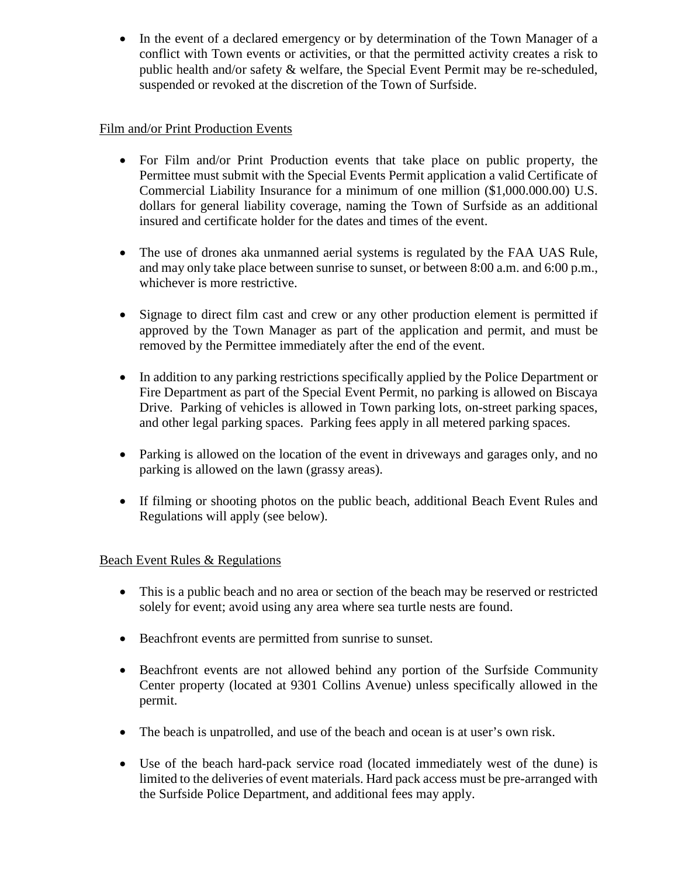- In the event of a declared emergency or by determination of the Town Manager of a conflict with Town events or activities, or that the permitted activity creates a risk to public health and/or safety & welfare, the Special Event Permit may be re-scheduled, suspended or revoked at the discretion of the Town of Surfside.

<u>Film and/or Print Production Events</u>

- For Film and/or Print Production events that take place on public property, the Permittee must submit with the Special Events Permit application a valid Certificate of Commercial Liability Insurance for a minimum of one million ($1,000.000.00) U.S. dollars for general liability coverage, naming the Town of Surfside as an additional insured and certificate holder for the dates and times of the event.

- The use of drones aka unmanned aerial systems is regulated by the FAA UAS Rule, and may only take place between sunrise to sunset, or between 8:00 a.m. and 6:00 p.m., whichever is more restrictive.

- Signage to direct film cast and crew or any other production element is permitted if approved by the Town Manager as part of the application and permit, and must be removed by the Permittee immediately after the end of the event.

- In addition to any parking restrictions specifically applied by the Police Department or Fire Department as part of the Special Event Permit, no parking is allowed on Biscaya Drive. Parking of vehicles is allowed in Town parking lots, on-street parking spaces, and other legal parking spaces. Parking fees apply in all metered parking spaces.

- Parking is allowed on the location of the event in driveways and garages only, and no parking is allowed on the lawn (grassy areas).

- If filming or shooting photos on the public beach, additional Beach Event Rules and Regulations will apply (see below).

<u>Beach Event Rules & Regulations</u>

- This is a public beach and no area or section of the beach may be reserved or restricted solely for event; avoid using any area where sea turtle nests are found.

- Beachfront events are permitted from sunrise to sunset.

- Beachfront events are not allowed behind any portion of the Surfside Community Center property (located at 9301 Collins Avenue) unless specifically allowed in the permit.

- The beach is unpatrolled, and use of the beach and ocean is at user's own risk.

- Use of the beach hard-pack service road (located immediately west of the dune) is limited to the deliveries of event materials. Hard pack access must be pre-arranged with the Surfside Police Department, and additional fees may apply.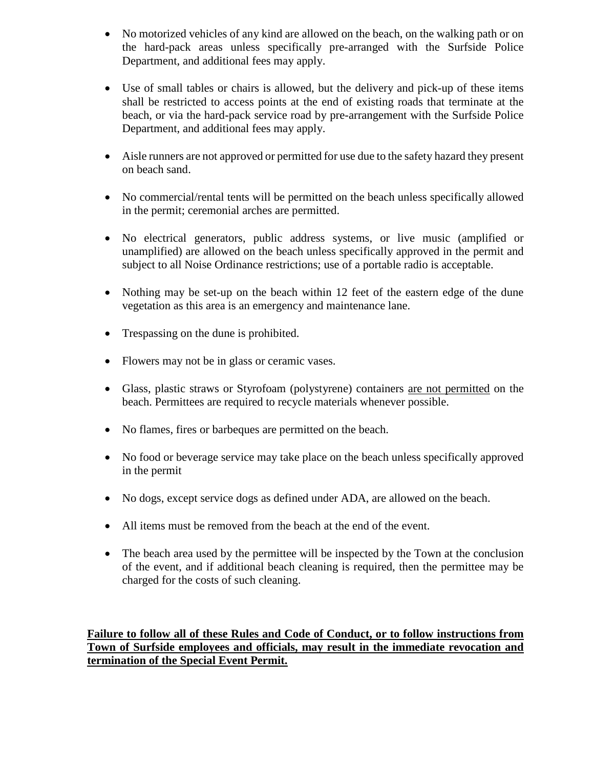- No motorized vehicles of any kind are allowed on the beach, on the walking path or on the hard-pack areas unless specifically pre-arranged with the Surfside Police Department, and additional fees may apply.

- Use of small tables or chairs is allowed, but the delivery and pick-up of these items shall be restricted to access points at the end of existing roads that terminate at the beach, or via the hard-pack service road by pre-arrangement with the Surfside Police Department, and additional fees may apply.

- Aisle runners are not approved or permitted for use due to the safety hazard they present on beach sand.

- No commercial/rental tents will be permitted on the beach unless specifically allowed in the permit; ceremonial arches are permitted.

- No electrical generators, public address systems, or live music (amplified or unamplified) are allowed on the beach unless specifically approved in the permit and subject to all Noise Ordinance restrictions; use of a portable radio is acceptable.

- Nothing may be set-up on the beach within 12 feet of the eastern edge of the dune vegetation as this area is an emergency and maintenance lane.

- Trespassing on the dune is prohibited.

- Flowers may not be in glass or ceramic vases.

- Glass, plastic straws or Styrofoam (polystyrene) containers <u>are not permitted</u> on the beach. Permittees are required to recycle materials whenever possible.

- No flames, fires or barbeques are permitted on the beach.

- No food or beverage service may take place on the beach unless specifically approved in the permit

- No dogs, except service dogs as defined under ADA, are allowed on the beach.

- All items must be removed from the beach at the end of the event.

- The beach area used by the permittee will be inspected by the Town at the conclusion of the event, and if additional beach cleaning is required, then the permittee may be charged for the costs of such cleaning.

**<u>Failure to follow all of these Rules and Code of Conduct, or to follow instructions from Town of Surfside employees and officials, may result in the immediate revocation and termination of the Special Event Permit.</u>**